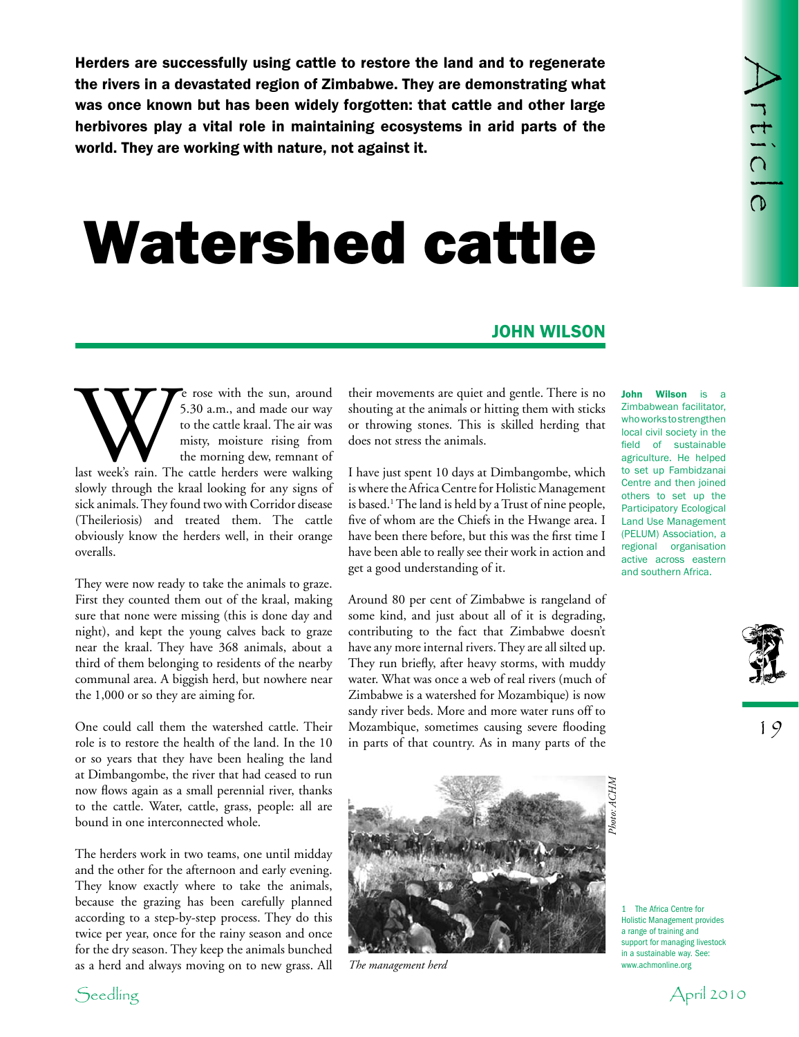**Herders are successfully using cattle to restore the land and to regenerate the rivers in a devastated region of Zimbabwe. They are demonstrating what was once known but has been widely forgotten: that cattle and other large herbivores play a vital role in maintaining ecosystems in arid parts of the world. They are working with nature, not against it.**

# Watershed cattle

## JOHN WILSON

**John Wilson** is a Zimbabwean facilitator, who works to strengthen local civil society in the field of sustainable agriculture. He helped to set up Fambidzanai Centre and then joined others to set up the Participatory Ecological Land Use Management (PELUM) Association, a regional organisation active across eastern and southern Africa.

We rose with the sun, around 5.30 a.m., and made our way to the cattle kraal. The air was misty, moisture rising from the morning dew, remnant of last week's rain. The cattle herders were walking slowly through the kraal looking for any signs of sick animals. They found two with Corridor disease (Theileriosis) and treated them. The cattle obviously know the herders well, in their orange overalls.

They were now ready to take the animals to graze. First they counted them out of the kraal, making sure that none were missing (this is done day and night), and kept the young calves back to graze near the kraal. They have 368 animals, about a third of them belonging to residents of the nearby communal area. A biggish herd, but nowhere near the 1,000 or so they are aiming for.

One could call them the watershed cattle. Their role is to restore the health of the land. In the 10 or so years that they have been healing the land at Dimbangombe, the river that had ceased to run now flows again as a small perennial river, thanks to the cattle. Water, cattle, grass, people: all are bound in one interconnected whole.

The herders work in two teams, one until midday and the other for the afternoon and early evening. They know exactly where to take the animals, because the grazing has been carefully planned according to a step-by-step process. They do this twice per year, once for the rainy season and once for the dry season. They keep the animals bunched as a herd and always moving on to new grass. All their movements are quiet and gentle. There is no shouting at the animals or hitting them with sticks or throwing stones. This is skilled herding that does not stress the animals.

I have just spent 10 days at Dimbangombe, which is where the Africa Centre for Holistic Management is based.[1] The land is held by a Trust of nine people, five of whom are the Chiefs in the Hwange area. I have been there before, but this was the first time I have been able to really see their work in action and get a good understanding of it.

Around 80 per cent of Zimbabwe is rangeland of some kind, and just about all of it is degrading, contributing to the fact that Zimbabwe doesn't have any more internal rivers. They are all silted up. They run briefly, after heavy storms, with muddy water. What was once a web of real rivers (much of Zimbabwe is a watershed for Mozambique) is now sandy river beds. More and more water runs off to Mozambique, sometimes causing severe flooding in parts of that country. As in many parts of the

Photo: ACHM

*The management herd*

1 The Africa Centre for Holistic Management provides a range of training and support for managing livestock in a sustainable way. See: www.achmonline.org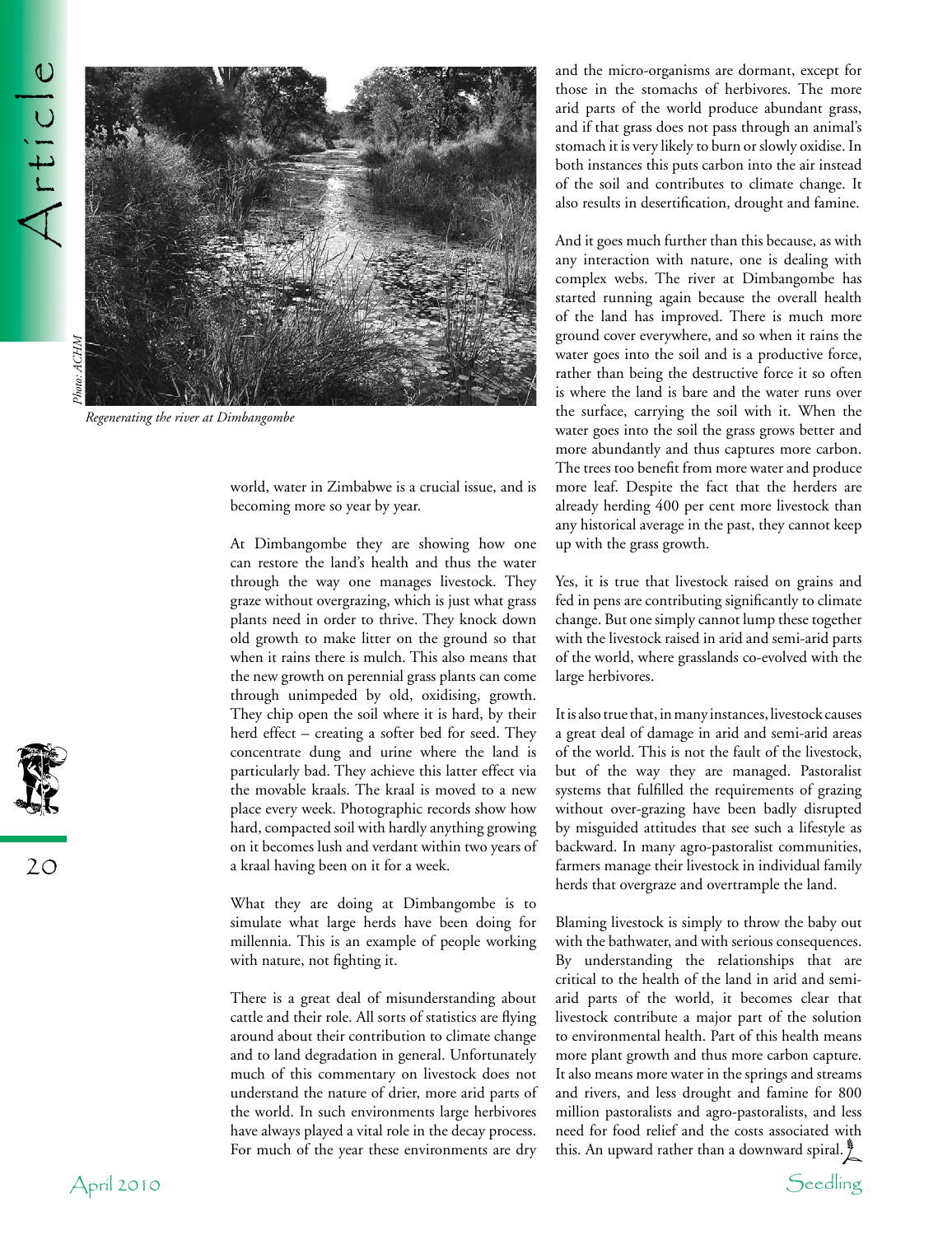Photo: ACHM

*Regenerating the river at Dimbangombe*

world, water in Zimbabwe is a crucial issue, and is becoming more so year by year.

At Dimbangombe they are showing how one can restore the land's health and thus the water through the way one manages livestock. They graze without overgrazing, which is just what grass plants need in order to thrive. They knock down old growth to make litter on the ground so that when it rains there is mulch. This also means that the new growth on perennial grass plants can come through unimpeded by old, oxidising, growth. They chip open the soil where it is hard, by their herd effect – creating a softer bed for seed. They concentrate dung and urine where the land is particularly bad. They achieve this latter effect via the movable kraals. The kraal is moved to a new place every week. Photographic records show how hard, compacted soil with hardly anything growing on it becomes lush and verdant within two years of a kraal having been on it for a week.

What they are doing at Dimbangombe is to simulate what large herds have been doing for millennia. This is an example of people working with nature, not fighting it.

There is a great deal of misunderstanding about cattle and their role. All sorts of statistics are flying around about their contribution to climate change and to land degradation in general. Unfortunately much of this commentary on livestock does not understand the nature of drier, more arid parts of the world. In such environments large herbivores have always played a vital role in the decay process. For much of the year these environments are dry and the micro-organisms are dormant, except for those in the stomachs of herbivores. The more arid parts of the world produce abundant grass, and if that grass does not pass through an animal's stomach it is very likely to burn or slowly oxidise. In both instances this puts carbon into the air instead of the soil and contributes to climate change. It also results in desertification, drought and famine.

And it goes much further than this because, as with any interaction with nature, one is dealing with complex webs. The river at Dimbangombe has started running again because the overall health of the land has improved. There is much more ground cover everywhere, and so when it rains the water goes into the soil and is a productive force, rather than being the destructive force it so often is where the land is bare and the water runs over the surface, carrying the soil with it. When the water goes into the soil the grass grows better and more abundantly and thus captures more carbon. The trees too benefit from more water and produce more leaf. Despite the fact that the herders are already herding 400 per cent more livestock than any historical average in the past, they cannot keep up with the grass growth.

Yes, it is true that livestock raised on grains and fed in pens are contributing significantly to climate change. But one simply cannot lump these together with the livestock raised in arid and semi-arid parts of the world, where grasslands co-evolved with the large herbivores.

It is also true that, in many instances, livestock causes a great deal of damage in arid and semi-arid areas of the world. This is not the fault of the livestock, but of the way they are managed. Pastoralist systems that fulfilled the requirements of grazing without over-grazing have been badly disrupted by misguided attitudes that see such a lifestyle as backward. In many agro-pastoralist communities, farmers manage their livestock in individual family herds that overgraze and overtrample the land.

Blaming livestock is simply to throw the baby out with the bathwater, and with serious consequences. By understanding the relationships that are critical to the health of the land in arid and semi-arid parts of the world, it becomes clear that livestock contribute a major part of the solution to environmental health. Part of this health means more plant growth and thus more carbon capture. It also means more water in the springs and streams and rivers, and less drought and famine for 800 million pastoralists and agro-pastoralists, and less need for food relief and the costs associated with this. An upward rather than a downward spiral.